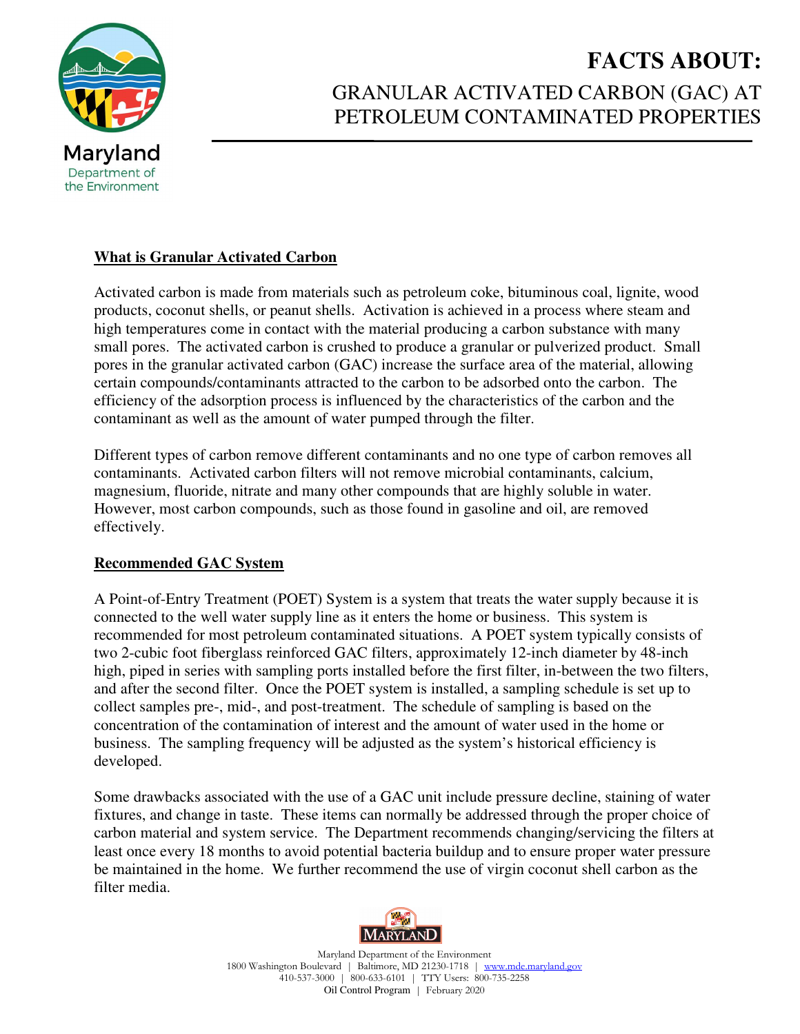Maryland Department of the Environment

# FACTS ABOUT:

## GRANULAR ACTIVATED CARBON (GAC) AT PETROLEUM CONTAMINATED PROPERTIES

### What is Granular Activated Carbon

Activated carbon is made from materials such as petroleum coke, bituminous coal, lignite, wood products, coconut shells, or peanut shells. Activation is achieved in a process where steam and high temperatures come in contact with the material producing a carbon substance with many small pores. The activated carbon is crushed to produce a granular or pulverized product. Small pores in the granular activated carbon (GAC) increase the surface area of the material, allowing certain compounds/contaminants attracted to the carbon to be adsorbed onto the carbon. The efficiency of the adsorption process is influenced by the characteristics of the carbon and the contaminant as well as the amount of water pumped through the filter.

Different types of carbon remove different contaminants and no one type of carbon removes all contaminants. Activated carbon filters will not remove microbial contaminants, calcium, magnesium, fluoride, nitrate and many other compounds that are highly soluble in water. However, most carbon compounds, such as those found in gasoline and oil, are removed effectively.

### Recommended GAC System

A Point-of-Entry Treatment (POET) System is a system that treats the water supply because it is connected to the well water supply line as it enters the home or business. This system is recommended for most petroleum contaminated situations. A POET system typically consists of two 2-cubic foot fiberglass reinforced GAC filters, approximately 12-inch diameter by 48-inch high, piped in series with sampling ports installed before the first filter, in-between the two filters, and after the second filter. Once the POET system is installed, a sampling schedule is set up to collect samples pre-, mid-, and post-treatment. The schedule of sampling is based on the concentration of the contamination of interest and the amount of water used in the home or business. The sampling frequency will be adjusted as the system's historical efficiency is developed.

Some drawbacks associated with the use of a GAC unit include pressure decline, staining of water fixtures, and change in taste. These items can normally be addressed through the proper choice of carbon material and system service. The Department recommends changing/servicing the filters at least once every 18 months to avoid potential bacteria buildup and to ensure proper water pressure be maintained in the home. We further recommend the use of virgin coconut shell carbon as the filter media.

Maryland Department of the Environment
1800 Washington Boulevard | Baltimore, MD 21230-1718 | www.mde.maryland.gov
410-537-3000 | 800-633-6101 | TTY Users: 800-735-2258
Oil Control Program | February 2020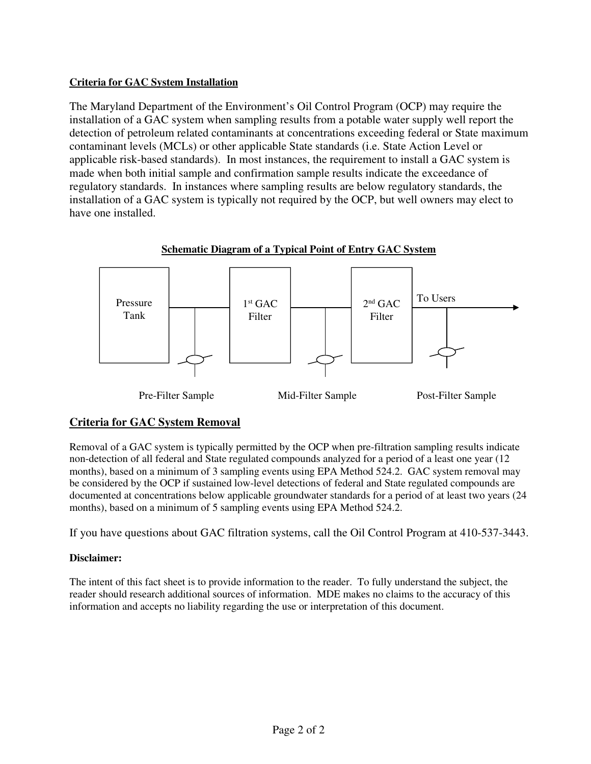**Criteria for GAC System Installation**

The Maryland Department of the Environment's Oil Control Program (OCP) may require the installation of a GAC system when sampling results from a potable water supply well report the detection of petroleum related contaminants at concentrations exceeding federal or State maximum contaminant levels (MCLs) or other applicable State standards (i.e. State Action Level or applicable risk-based standards). In most instances, the requirement to install a GAC system is made when both initial sample and confirmation sample results indicate the exceedance of regulatory standards. In instances where sampling results are below regulatory standards, the installation of a GAC system is typically not required by the OCP, but well owners may elect to have one installed.

**Schematic Diagram of a Typical Point of Entry GAC System**

Pressure Tank

1st GAC Filter

2nd GAC Filter

To Users

Pre-Filter Sample

Mid-Filter Sample

Post-Filter Sample

## Criteria for GAC System Removal

Removal of a GAC system is typically permitted by the OCP when pre-filtration sampling results indicate non-detection of all federal and State regulated compounds analyzed for a period of a least one year (12 months), based on a minimum of 3 sampling events using EPA Method 524.2. GAC system removal may be considered by the OCP if sustained low-level detections of federal and State regulated compounds are documented at concentrations below applicable groundwater standards for a period of at least two years (24 months), based on a minimum of 5 sampling events using EPA Method 524.2.

If you have questions about GAC filtration systems, call the Oil Control Program at 410-537-3443.

**Disclaimer:**

The intent of this fact sheet is to provide information to the reader. To fully understand the subject, the reader should research additional sources of information. MDE makes no claims to the accuracy of this information and accepts no liability regarding the use or interpretation of this document.